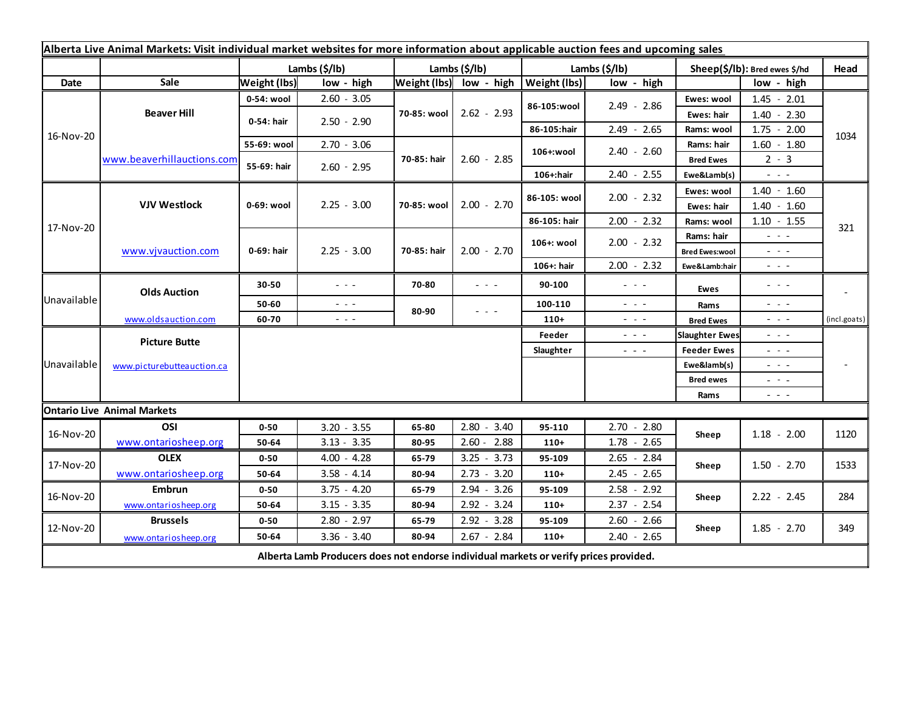## Alberta Live Animal Markets: Visit individual market websites for more information about applicable auction fees and upcoming sales

| Date | Sale | Lambs ($/lb) Weight (lbs) | Lambs ($/lb) low - high | Lambs ($/lb) Weight (lbs) | Lambs ($/lb) low - high | Lambs ($/lb) Weight (lbs) | Lambs ($/lb) low - high | Sheep($/lb): Bred ewes $/hd | Sheep low - high | Head |
|---|---|---|---|---|---|---|---|---|---|---|
| 16-Nov-20 | Beaver Hill www.beaverhillauctions.com | 0-54: wool | 2.60 - 3.05 | 70-85: wool | 2.62 - 2.93 | 86-105:wool | 2.49 - 2.86 | Ewes: wool | 1.45 - 2.01 | 1034 |
| | | 0-54: hair | 2.50 - 2.90 | | | | | Ewes: hair | 1.40 - 2.30 | |
| | | | | | | 86-105:hair | 2.49 - 2.65 | Rams: wool | 1.75 - 2.00 | |
| | | 55-69: wool | 2.70 - 3.06 | 70-85: hair | 2.60 - 2.85 | 106+:wool | 2.40 - 2.60 | Rams: hair | 1.60 - 1.80 | |
| | | 55-69: hair | 2.60 - 2.95 | | | | | Bred Ewes | 2 - 3 | |
| | | | | | | 106+:hair | 2.40 - 2.55 | Ewe&Lamb(s) | - - - | |
| 17-Nov-20 | VJV Westlock www.vjvauction.com | 0-69: wool | 2.25 - 3.00 | 70-85: wool | 2.00 - 2.70 | 86-105: wool | 2.00 - 2.32 | Ewes: wool | 1.40 - 1.60 | 321 |
| | | | | | | | | Ewes: hair | 1.40 - 1.60 | |
| | | | | | | 86-105: hair | 2.00 - 2.32 | Rams: wool | 1.10 - 1.55 | |
| | | 0-69: hair | 2.25 - 3.00 | 70-85: hair | 2.00 - 2.70 | 106+: wool | 2.00 - 2.32 | Rams: hair | - - - | |
| | | | | | | | | Bred Ewes:wool | - - - | |
| | | | | | | 106+: hair | 2.00 - 2.32 | Ewe&Lamb:hair | - - - | |
| Unavailable | Olds Auction www.oldsauction.com | 30-50 | - - - | 70-80 | - - - | 90-100 | - - - | Ewes | - - - | - (incl.goats) |
| | | 50-60 | - - - | 80-90 | - - - | 100-110 | - - - | Rams | - - - | |
| | | 60-70 | - - - | | | 110+ | - - - | Bred Ewes | - - - | |
| Unavailable | Picture Butte www.picturebutteauction.ca | | | | | Feeder | - - - | Slaughter Ewes | - - - | - |
| | | | | | | Slaughter | - - - | Feeder Ewes | - - - | |
| | | | | | | | | Ewe&lamb(s) | - - - | |
| | | | | | | | | Bred ewes | - - - | |
| | | | | | | | | Rams | - - - | |

## Ontario Live Animal Markets

| Date | Sale | Weight (lbs) | low - high | Weight (lbs) | low - high | Weight (lbs) | low - high | | low - high | Head |
|---|---|---|---|---|---|---|---|---|---|---|
| 16-Nov-20 | OSI www.ontariosheep.org | 0-50 | 3.20 - 3.55 | 65-80 | 2.80 - 3.40 | 95-110 | 2.70 - 2.80 | Sheep | 1.18 - 2.00 | 1120 |
| | | 50-64 | 3.13 - 3.35 | 80-95 | 2.60 - 2.88 | 110+ | 1.78 - 2.65 | | | |
| 17-Nov-20 | OLEX www.ontariosheep.org | 0-50 | 4.00 - 4.28 | 65-79 | 3.25 - 3.73 | 95-109 | 2.65 - 2.84 | Sheep | 1.50 - 2.70 | 1533 |
| | | 50-64 | 3.58 - 4.14 | 80-94 | 2.73 - 3.20 | 110+ | 2.45 - 2.65 | | | |
| 16-Nov-20 | Embrun www.ontariosheep.org | 0-50 | 3.75 - 4.20 | 65-79 | 2.94 - 3.26 | 95-109 | 2.58 - 2.92 | Sheep | 2.22 - 2.45 | 284 |
| | | 50-64 | 3.15 - 3.35 | 80-94 | 2.92 - 3.24 | 110+ | 2.37 - 2.54 | | | |
| 12-Nov-20 | Brussels www.ontariosheep.org | 0-50 | 2.80 - 2.97 | 65-79 | 2.92 - 3.28 | 95-109 | 2.60 - 2.66 | Sheep | 1.85 - 2.70 | 349 |
| | | 50-64 | 3.36 - 3.40 | 80-94 | 2.67 - 2.84 | 110+ | 2.40 - 2.65 | | | |

**Alberta Lamb Producers does not endorse individual markets or verify prices provided.**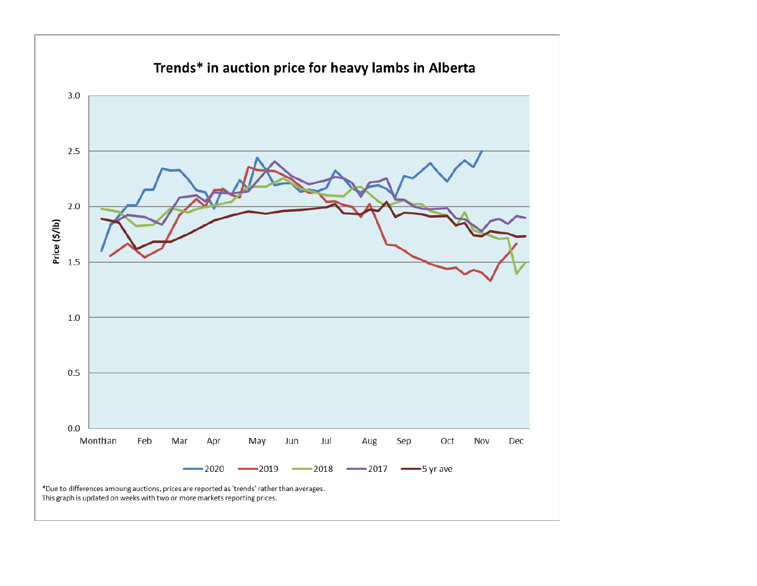## Trends* in auction price for heavy lambs in Alberta

Price ($/lb)

3.0
2.5
2.0
1.5
1.0
0.5
0.0

Month Jan Feb Mar Apr May Jun Jul Aug Sep Oct Nov Dec

2020 2019 2018 2017 5 yr ave

*Due to differences amoung auctions, prices are reported as 'trends' rather than averages.
This graph is updated on weeks with two or more markets reporting prices.